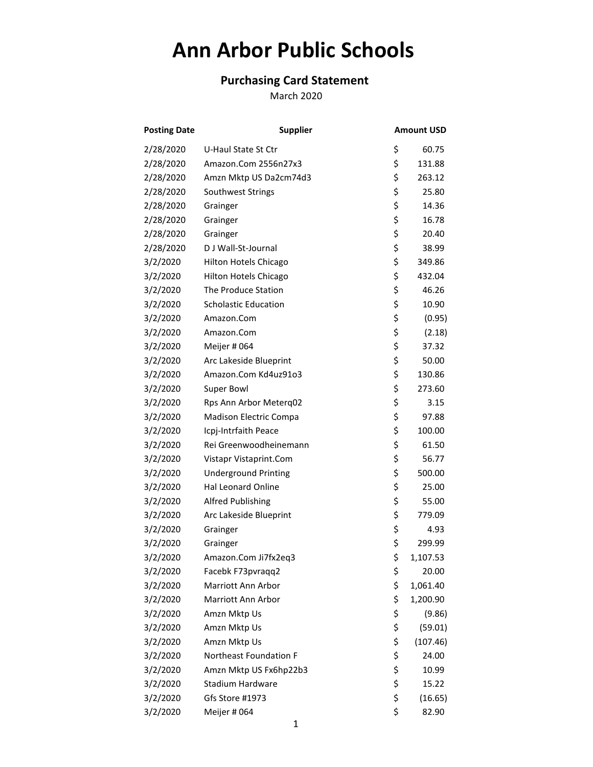# Ann Arbor Public Schools

## Purchasing Card Statement

March 2020

| Posting Date | Supplier | Amount USD |
|---|---|---|
| 2/28/2020 | U-Haul State St Ctr | $ 60.75 |
| 2/28/2020 | Amazon.Com 2556n27x3 | $ 131.88 |
| 2/28/2020 | Amzn Mktp US Da2cm74d3 | $ 263.12 |
| 2/28/2020 | Southwest Strings | $ 25.80 |
| 2/28/2020 | Grainger | $ 14.36 |
| 2/28/2020 | Grainger | $ 16.78 |
| 2/28/2020 | Grainger | $ 20.40 |
| 2/28/2020 | D J Wall-St-Journal | $ 38.99 |
| 3/2/2020 | Hilton Hotels Chicago | $ 349.86 |
| 3/2/2020 | Hilton Hotels Chicago | $ 432.04 |
| 3/2/2020 | The Produce Station | $ 46.26 |
| 3/2/2020 | Scholastic Education | $ 10.90 |
| 3/2/2020 | Amazon.Com | $ (0.95) |
| 3/2/2020 | Amazon.Com | $ (2.18) |
| 3/2/2020 | Meijer # 064 | $ 37.32 |
| 3/2/2020 | Arc Lakeside Blueprint | $ 50.00 |
| 3/2/2020 | Amazon.Com Kd4uz91o3 | $ 130.86 |
| 3/2/2020 | Super Bowl | $ 273.60 |
| 3/2/2020 | Rps Ann Arbor Meterq02 | $ 3.15 |
| 3/2/2020 | Madison Electric Compa | $ 97.88 |
| 3/2/2020 | Icpj-Intrfaith Peace | $ 100.00 |
| 3/2/2020 | Rei Greenwoodheinemann | $ 61.50 |
| 3/2/2020 | Vistapr Vistaprint.Com | $ 56.77 |
| 3/2/2020 | Underground Printing | $ 500.00 |
| 3/2/2020 | Hal Leonard Online | $ 25.00 |
| 3/2/2020 | Alfred Publishing | $ 55.00 |
| 3/2/2020 | Arc Lakeside Blueprint | $ 779.09 |
| 3/2/2020 | Grainger | $ 4.93 |
| 3/2/2020 | Grainger | $ 299.99 |
| 3/2/2020 | Amazon.Com Ji7fx2eq3 | $ 1,107.53 |
| 3/2/2020 | Facebk F73pvraqq2 | $ 20.00 |
| 3/2/2020 | Marriott Ann Arbor | $ 1,061.40 |
| 3/2/2020 | Marriott Ann Arbor | $ 1,200.90 |
| 3/2/2020 | Amzn Mktp Us | $ (9.86) |
| 3/2/2020 | Amzn Mktp Us | $ (59.01) |
| 3/2/2020 | Amzn Mktp Us | $ (107.46) |
| 3/2/2020 | Northeast Foundation F | $ 24.00 |
| 3/2/2020 | Amzn Mktp US Fx6hp22b3 | $ 10.99 |
| 3/2/2020 | Stadium Hardware | $ 15.22 |
| 3/2/2020 | Gfs Store #1973 | $ (16.65) |
| 3/2/2020 | Meijer # 064 | $ 82.90 |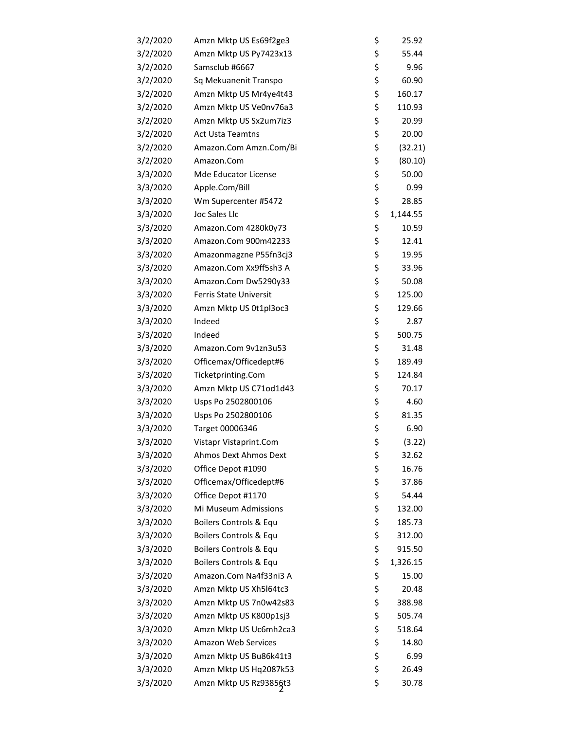| | | | |
|---|---|---|---|
| 3/2/2020 | Amzn Mktp US Es69f2ge3 | $ | 25.92 |
| 3/2/2020 | Amzn Mktp US Py7423x13 | $ | 55.44 |
| 3/2/2020 | Samsclub #6667 | $ | 9.96 |
| 3/2/2020 | Sq Mekuanenit Transpo | $ | 60.90 |
| 3/2/2020 | Amzn Mktp US Mr4ye4t43 | $ | 160.17 |
| 3/2/2020 | Amzn Mktp US Ve0nv76a3 | $ | 110.93 |
| 3/2/2020 | Amzn Mktp US Sx2um7iz3 | $ | 20.99 |
| 3/2/2020 | Act Usta Teamtns | $ | 20.00 |
| 3/2/2020 | Amazon.Com Amzn.Com/Bi | $ | (32.21) |
| 3/2/2020 | Amazon.Com | $ | (80.10) |
| 3/3/2020 | Mde Educator License | $ | 50.00 |
| 3/3/2020 | Apple.Com/Bill | $ | 0.99 |
| 3/3/2020 | Wm Supercenter #5472 | $ | 28.85 |
| 3/3/2020 | Joc Sales Llc | $ | 1,144.55 |
| 3/3/2020 | Amazon.Com 4280k0y73 | $ | 10.59 |
| 3/3/2020 | Amazon.Com 900m42233 | $ | 12.41 |
| 3/3/2020 | Amazonmagzne P55fn3cj3 | $ | 19.95 |
| 3/3/2020 | Amazon.Com Xx9ff5sh3 A | $ | 33.96 |
| 3/3/2020 | Amazon.Com Dw5290y33 | $ | 50.08 |
| 3/3/2020 | Ferris State Universit | $ | 125.00 |
| 3/3/2020 | Amzn Mktp US 0t1pl3oc3 | $ | 129.66 |
| 3/3/2020 | Indeed | $ | 2.87 |
| 3/3/2020 | Indeed | $ | 500.75 |
| 3/3/2020 | Amazon.Com 9v1zn3u53 | $ | 31.48 |
| 3/3/2020 | Officemax/Officedept#6 | $ | 189.49 |
| 3/3/2020 | Ticketprinting.Com | $ | 124.84 |
| 3/3/2020 | Amzn Mktp US C71od1d43 | $ | 70.17 |
| 3/3/2020 | Usps Po 2502800106 | $ | 4.60 |
| 3/3/2020 | Usps Po 2502800106 | $ | 81.35 |
| 3/3/2020 | Target 00006346 | $ | 6.90 |
| 3/3/2020 | Vistapr Vistaprint.Com | $ | (3.22) |
| 3/3/2020 | Ahmos Dext Ahmos Dext | $ | 32.62 |
| 3/3/2020 | Office Depot #1090 | $ | 16.76 |
| 3/3/2020 | Officemax/Officedept#6 | $ | 37.86 |
| 3/3/2020 | Office Depot #1170 | $ | 54.44 |
| 3/3/2020 | Mi Museum Admissions | $ | 132.00 |
| 3/3/2020 | Boilers Controls & Equ | $ | 185.73 |
| 3/3/2020 | Boilers Controls & Equ | $ | 312.00 |
| 3/3/2020 | Boilers Controls & Equ | $ | 915.50 |
| 3/3/2020 | Boilers Controls & Equ | $ | 1,326.15 |
| 3/3/2020 | Amazon.Com Na4f33ni3 A | $ | 15.00 |
| 3/3/2020 | Amzn Mktp US Xh5l64tc3 | $ | 20.48 |
| 3/3/2020 | Amzn Mktp US 7n0w42s83 | $ | 388.98 |
| 3/3/2020 | Amzn Mktp US K800p1sj3 | $ | 505.74 |
| 3/3/2020 | Amzn Mktp US Uc6mh2ca3 | $ | 518.64 |
| 3/3/2020 | Amazon Web Services | $ | 14.80 |
| 3/3/2020 | Amzn Mktp US Bu86k41t3 | $ | 6.99 |
| 3/3/2020 | Amzn Mktp US Hq2087k53 | $ | 26.49 |
| 3/3/2020 | Amzn Mktp US Rz93856t3 | $ | 30.78 |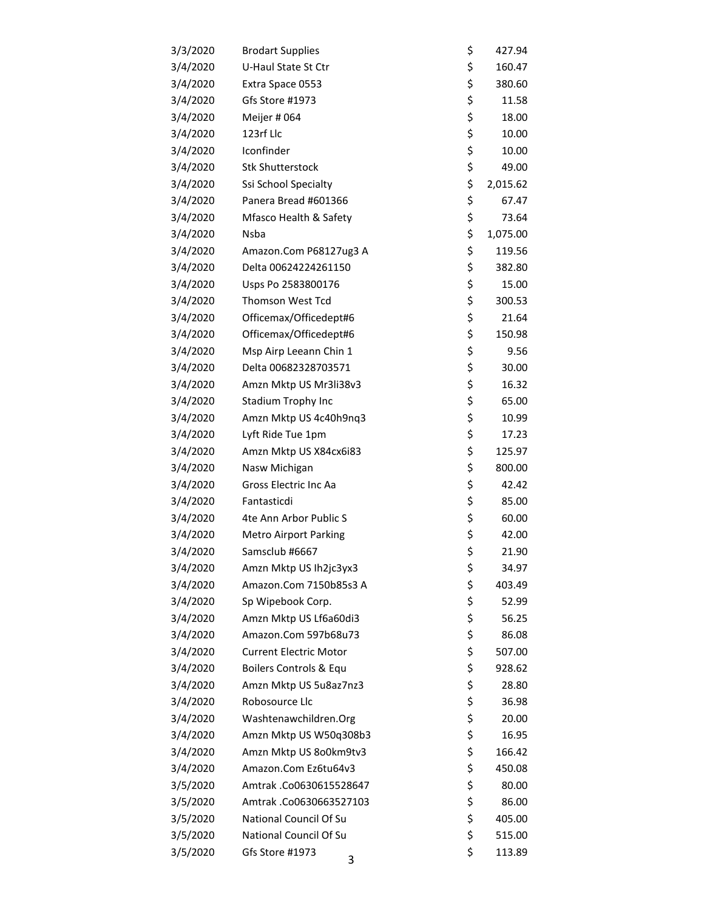| | | | |
|---|---|---|---|
| 3/3/2020 | Brodart Supplies | $ | 427.94 |
| 3/4/2020 | U-Haul State St Ctr | $ | 160.47 |
| 3/4/2020 | Extra Space 0553 | $ | 380.60 |
| 3/4/2020 | Gfs Store #1973 | $ | 11.58 |
| 3/4/2020 | Meijer # 064 | $ | 18.00 |
| 3/4/2020 | 123rf Llc | $ | 10.00 |
| 3/4/2020 | Iconfinder | $ | 10.00 |
| 3/4/2020 | Stk Shutterstock | $ | 49.00 |
| 3/4/2020 | Ssi School Specialty | $ | 2,015.62 |
| 3/4/2020 | Panera Bread #601366 | $ | 67.47 |
| 3/4/2020 | Mfasco Health & Safety | $ | 73.64 |
| 3/4/2020 | Nsba | $ | 1,075.00 |
| 3/4/2020 | Amazon.Com P68127ug3 A | $ | 119.56 |
| 3/4/2020 | Delta 00624224261150 | $ | 382.80 |
| 3/4/2020 | Usps Po 2583800176 | $ | 15.00 |
| 3/4/2020 | Thomson West Tcd | $ | 300.53 |
| 3/4/2020 | Officemax/Officedept#6 | $ | 21.64 |
| 3/4/2020 | Officemax/Officedept#6 | $ | 150.98 |
| 3/4/2020 | Msp Airp Leeann Chin 1 | $ | 9.56 |
| 3/4/2020 | Delta 00682328703571 | $ | 30.00 |
| 3/4/2020 | Amzn Mktp US Mr3li38v3 | $ | 16.32 |
| 3/4/2020 | Stadium Trophy Inc | $ | 65.00 |
| 3/4/2020 | Amzn Mktp US 4c40h9nq3 | $ | 10.99 |
| 3/4/2020 | Lyft Ride Tue 1pm | $ | 17.23 |
| 3/4/2020 | Amzn Mktp US X84cx6i83 | $ | 125.97 |
| 3/4/2020 | Nasw Michigan | $ | 800.00 |
| 3/4/2020 | Gross Electric Inc Aa | $ | 42.42 |
| 3/4/2020 | Fantasticdi | $ | 85.00 |
| 3/4/2020 | 4te Ann Arbor Public S | $ | 60.00 |
| 3/4/2020 | Metro Airport Parking | $ | 42.00 |
| 3/4/2020 | Samsclub #6667 | $ | 21.90 |
| 3/4/2020 | Amzn Mktp US Ih2jc3yx3 | $ | 34.97 |
| 3/4/2020 | Amazon.Com 7150b85s3 A | $ | 403.49 |
| 3/4/2020 | Sp Wipebook Corp. | $ | 52.99 |
| 3/4/2020 | Amzn Mktp US Lf6a60di3 | $ | 56.25 |
| 3/4/2020 | Amazon.Com 597b68u73 | $ | 86.08 |
| 3/4/2020 | Current Electric Motor | $ | 507.00 |
| 3/4/2020 | Boilers Controls & Equ | $ | 928.62 |
| 3/4/2020 | Amzn Mktp US 5u8az7nz3 | $ | 28.80 |
| 3/4/2020 | Robosource Llc | $ | 36.98 |
| 3/4/2020 | Washtenawchildren.Org | $ | 20.00 |
| 3/4/2020 | Amzn Mktp US W50q308b3 | $ | 16.95 |
| 3/4/2020 | Amzn Mktp US 8o0km9tv3 | $ | 166.42 |
| 3/4/2020 | Amazon.Com Ez6tu64v3 | $ | 450.08 |
| 3/5/2020 | Amtrak .Co0630615528647 | $ | 80.00 |
| 3/5/2020 | Amtrak .Co0630663527103 | $ | 86.00 |
| 3/5/2020 | National Council Of Su | $ | 405.00 |
| 3/5/2020 | National Council Of Su | $ | 515.00 |
| 3/5/2020 | Gfs Store #1973 | $ | 113.89 |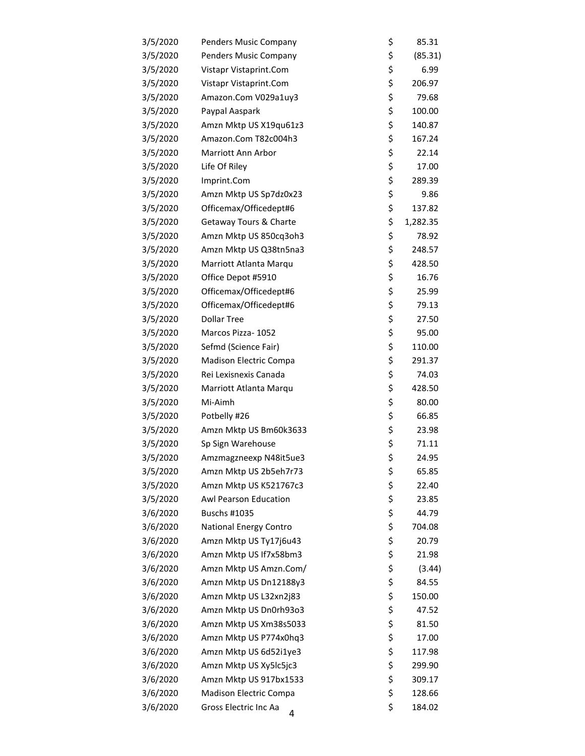| | | | |
|---|---|---|---|
| 3/5/2020 | Penders Music Company | $ | 85.31 |
| 3/5/2020 | Penders Music Company | $ | (85.31) |
| 3/5/2020 | Vistapr Vistaprint.Com | $ | 6.99 |
| 3/5/2020 | Vistapr Vistaprint.Com | $ | 206.97 |
| 3/5/2020 | Amazon.Com V029a1uy3 | $ | 79.68 |
| 3/5/2020 | Paypal Aaspark | $ | 100.00 |
| 3/5/2020 | Amzn Mktp US X19qu61z3 | $ | 140.87 |
| 3/5/2020 | Amazon.Com T82c004h3 | $ | 167.24 |
| 3/5/2020 | Marriott Ann Arbor | $ | 22.14 |
| 3/5/2020 | Life Of Riley | $ | 17.00 |
| 3/5/2020 | Imprint.Com | $ | 289.39 |
| 3/5/2020 | Amzn Mktp US Sp7dz0x23 | $ | 9.86 |
| 3/5/2020 | Officemax/Officedept#6 | $ | 137.82 |
| 3/5/2020 | Getaway Tours & Charte | $ | 1,282.35 |
| 3/5/2020 | Amzn Mktp US 850cq3oh3 | $ | 78.92 |
| 3/5/2020 | Amzn Mktp US Q38tn5na3 | $ | 248.57 |
| 3/5/2020 | Marriott Atlanta Marqu | $ | 428.50 |
| 3/5/2020 | Office Depot #5910 | $ | 16.76 |
| 3/5/2020 | Officemax/Officedept#6 | $ | 25.99 |
| 3/5/2020 | Officemax/Officedept#6 | $ | 79.13 |
| 3/5/2020 | Dollar Tree | $ | 27.50 |
| 3/5/2020 | Marcos Pizza- 1052 | $ | 95.00 |
| 3/5/2020 | Sefmd (Science Fair) | $ | 110.00 |
| 3/5/2020 | Madison Electric Compa | $ | 291.37 |
| 3/5/2020 | Rei Lexisnexis Canada | $ | 74.03 |
| 3/5/2020 | Marriott Atlanta Marqu | $ | 428.50 |
| 3/5/2020 | Mi-Aimh | $ | 80.00 |
| 3/5/2020 | Potbelly #26 | $ | 66.85 |
| 3/5/2020 | Amzn Mktp US Bm60k3633 | $ | 23.98 |
| 3/5/2020 | Sp Sign Warehouse | $ | 71.11 |
| 3/5/2020 | Amzmagzneexp N48it5ue3 | $ | 24.95 |
| 3/5/2020 | Amzn Mktp US 2b5eh7r73 | $ | 65.85 |
| 3/5/2020 | Amzn Mktp US K521767c3 | $ | 22.40 |
| 3/5/2020 | Awl Pearson Education | $ | 23.85 |
| 3/6/2020 | Buschs #1035 | $ | 44.79 |
| 3/6/2020 | National Energy Contro | $ | 704.08 |
| 3/6/2020 | Amzn Mktp US Ty17j6u43 | $ | 20.79 |
| 3/6/2020 | Amzn Mktp US If7x58bm3 | $ | 21.98 |
| 3/6/2020 | Amzn Mktp US Amzn.Com/ | $ | (3.44) |
| 3/6/2020 | Amzn Mktp US Dn12188y3 | $ | 84.55 |
| 3/6/2020 | Amzn Mktp US L32xn2j83 | $ | 150.00 |
| 3/6/2020 | Amzn Mktp US Dn0rh93o3 | $ | 47.52 |
| 3/6/2020 | Amzn Mktp US Xm38s5033 | $ | 81.50 |
| 3/6/2020 | Amzn Mktp US P774x0hq3 | $ | 17.00 |
| 3/6/2020 | Amzn Mktp US 6d52i1ye3 | $ | 117.98 |
| 3/6/2020 | Amzn Mktp US Xy5lc5jc3 | $ | 299.90 |
| 3/6/2020 | Amzn Mktp US 917bx1533 | $ | 309.17 |
| 3/6/2020 | Madison Electric Compa | $ | 128.66 |
| 3/6/2020 | Gross Electric Inc Aa | $ | 184.02 |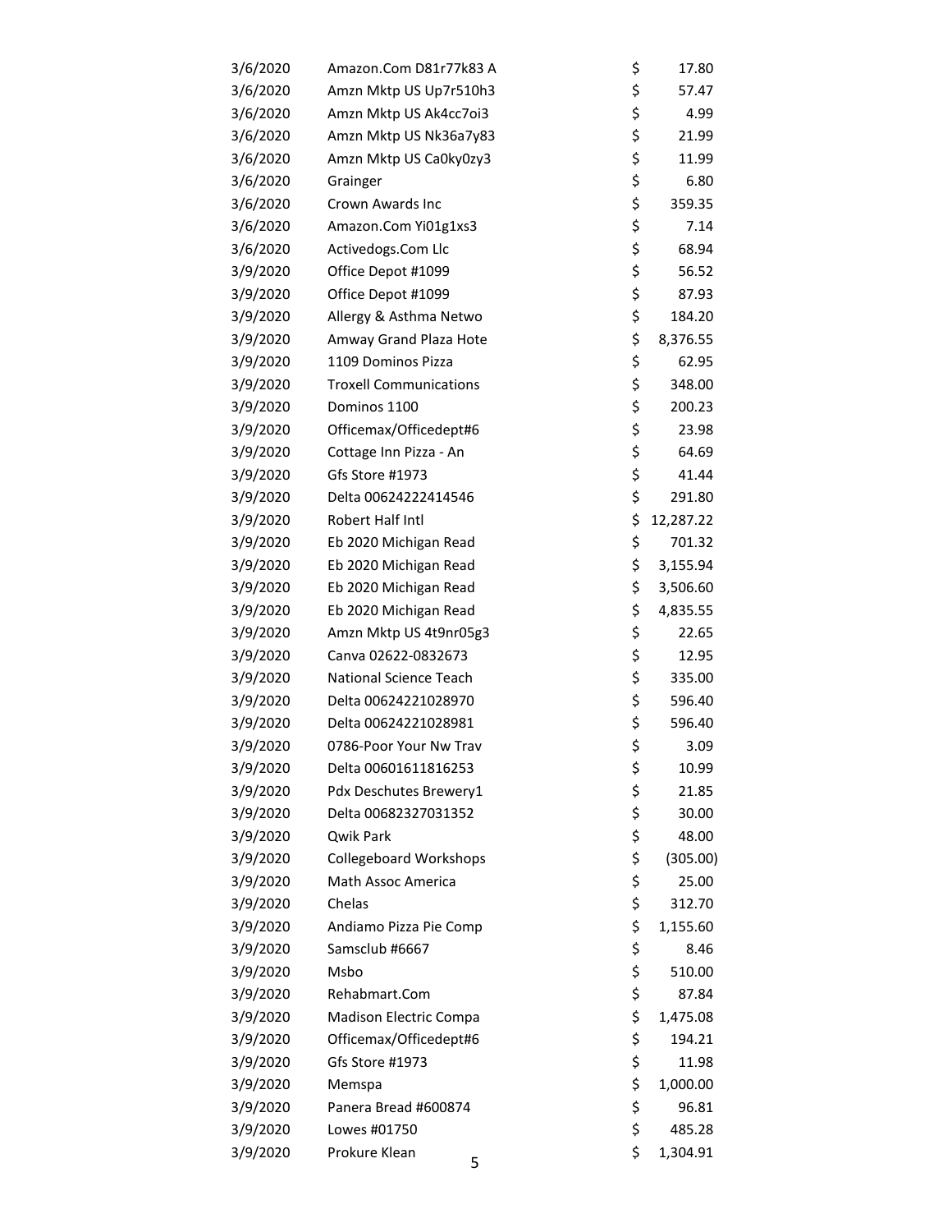| | | |
|---|---|---|
| 3/6/2020 | Amazon.Com D81r77k83 A | $ 17.80 |
| 3/6/2020 | Amzn Mktp US Up7r510h3 | $ 57.47 |
| 3/6/2020 | Amzn Mktp US Ak4cc7oi3 | $ 4.99 |
| 3/6/2020 | Amzn Mktp US Nk36a7y83 | $ 21.99 |
| 3/6/2020 | Amzn Mktp US Ca0ky0zy3 | $ 11.99 |
| 3/6/2020 | Grainger | $ 6.80 |
| 3/6/2020 | Crown Awards Inc | $ 359.35 |
| 3/6/2020 | Amazon.Com Yi01g1xs3 | $ 7.14 |
| 3/6/2020 | Activedogs.Com Llc | $ 68.94 |
| 3/9/2020 | Office Depot #1099 | $ 56.52 |
| 3/9/2020 | Office Depot #1099 | $ 87.93 |
| 3/9/2020 | Allergy & Asthma Netwo | $ 184.20 |
| 3/9/2020 | Amway Grand Plaza Hote | $ 8,376.55 |
| 3/9/2020 | 1109 Dominos Pizza | $ 62.95 |
| 3/9/2020 | Troxell Communications | $ 348.00 |
| 3/9/2020 | Dominos 1100 | $ 200.23 |
| 3/9/2020 | Officemax/Officedept#6 | $ 23.98 |
| 3/9/2020 | Cottage Inn Pizza - An | $ 64.69 |
| 3/9/2020 | Gfs Store #1973 | $ 41.44 |
| 3/9/2020 | Delta 00624222414546 | $ 291.80 |
| 3/9/2020 | Robert Half Intl | $ 12,287.22 |
| 3/9/2020 | Eb 2020 Michigan Read | $ 701.32 |
| 3/9/2020 | Eb 2020 Michigan Read | $ 3,155.94 |
| 3/9/2020 | Eb 2020 Michigan Read | $ 3,506.60 |
| 3/9/2020 | Eb 2020 Michigan Read | $ 4,835.55 |
| 3/9/2020 | Amzn Mktp US 4t9nr05g3 | $ 22.65 |
| 3/9/2020 | Canva 02622-0832673 | $ 12.95 |
| 3/9/2020 | National Science Teach | $ 335.00 |
| 3/9/2020 | Delta 00624221028970 | $ 596.40 |
| 3/9/2020 | Delta 00624221028981 | $ 596.40 |
| 3/9/2020 | 0786-Poor Your Nw Trav | $ 3.09 |
| 3/9/2020 | Delta 00601611816253 | $ 10.99 |
| 3/9/2020 | Pdx Deschutes Brewery1 | $ 21.85 |
| 3/9/2020 | Delta 00682327031352 | $ 30.00 |
| 3/9/2020 | Qwik Park | $ 48.00 |
| 3/9/2020 | Collegeboard Workshops | $ (305.00) |
| 3/9/2020 | Math Assoc America | $ 25.00 |
| 3/9/2020 | Chelas | $ 312.70 |
| 3/9/2020 | Andiamo Pizza Pie Comp | $ 1,155.60 |
| 3/9/2020 | Samsclub #6667 | $ 8.46 |
| 3/9/2020 | Msbo | $ 510.00 |
| 3/9/2020 | Rehabmart.Com | $ 87.84 |
| 3/9/2020 | Madison Electric Compa | $ 1,475.08 |
| 3/9/2020 | Officemax/Officedept#6 | $ 194.21 |
| 3/9/2020 | Gfs Store #1973 | $ 11.98 |
| 3/9/2020 | Memspa | $ 1,000.00 |
| 3/9/2020 | Panera Bread #600874 | $ 96.81 |
| 3/9/2020 | Lowes #01750 | $ 485.28 |
| 3/9/2020 | Prokure Klean | $ 1,304.91 |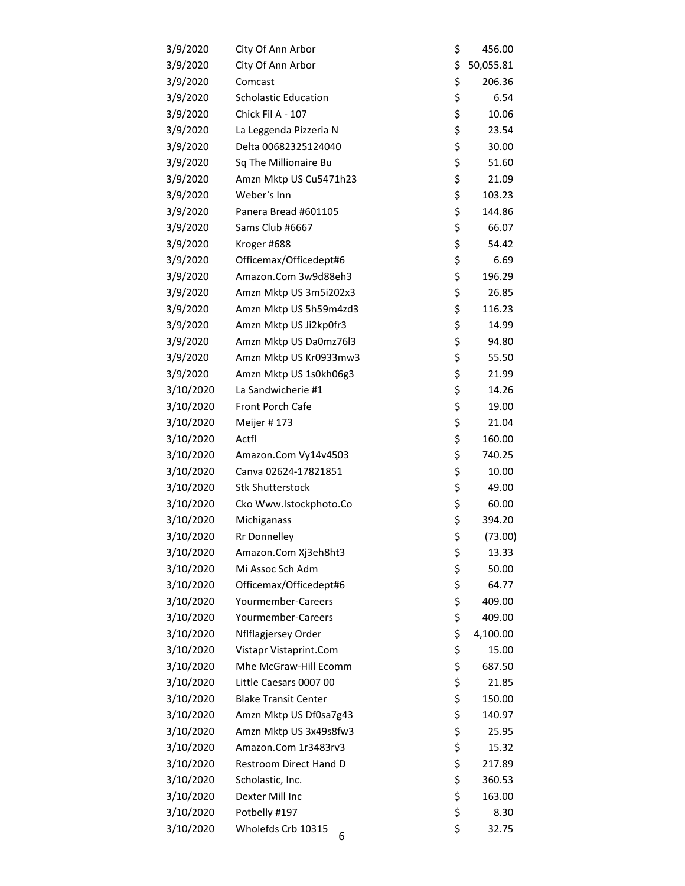| | | | |
|---|---|---|---|
| 3/9/2020 | City Of Ann Arbor | $ | 456.00 |
| 3/9/2020 | City Of Ann Arbor | $ | 50,055.81 |
| 3/9/2020 | Comcast | $ | 206.36 |
| 3/9/2020 | Scholastic Education | $ | 6.54 |
| 3/9/2020 | Chick Fil A - 107 | $ | 10.06 |
| 3/9/2020 | La Leggenda Pizzeria N | $ | 23.54 |
| 3/9/2020 | Delta 00682325124040 | $ | 30.00 |
| 3/9/2020 | Sq The Millionaire Bu | $ | 51.60 |
| 3/9/2020 | Amzn Mktp US Cu5471h23 | $ | 21.09 |
| 3/9/2020 | Weber`s Inn | $ | 103.23 |
| 3/9/2020 | Panera Bread #601105 | $ | 144.86 |
| 3/9/2020 | Sams Club #6667 | $ | 66.07 |
| 3/9/2020 | Kroger #688 | $ | 54.42 |
| 3/9/2020 | Officemax/Officedept#6 | $ | 6.69 |
| 3/9/2020 | Amazon.Com 3w9d88eh3 | $ | 196.29 |
| 3/9/2020 | Amzn Mktp US 3m5i202x3 | $ | 26.85 |
| 3/9/2020 | Amzn Mktp US 5h59m4zd3 | $ | 116.23 |
| 3/9/2020 | Amzn Mktp US Ji2kp0fr3 | $ | 14.99 |
| 3/9/2020 | Amzn Mktp US Da0mz76l3 | $ | 94.80 |
| 3/9/2020 | Amzn Mktp US Kr0933mw3 | $ | 55.50 |
| 3/9/2020 | Amzn Mktp US 1s0kh06g3 | $ | 21.99 |
| 3/10/2020 | La Sandwicherie #1 | $ | 14.26 |
| 3/10/2020 | Front Porch Cafe | $ | 19.00 |
| 3/10/2020 | Meijer # 173 | $ | 21.04 |
| 3/10/2020 | Actfl | $ | 160.00 |
| 3/10/2020 | Amazon.Com Vy14v4503 | $ | 740.25 |
| 3/10/2020 | Canva 02624-17821851 | $ | 10.00 |
| 3/10/2020 | Stk Shutterstock | $ | 49.00 |
| 3/10/2020 | Cko Www.Istockphoto.Co | $ | 60.00 |
| 3/10/2020 | Michiganass | $ | 394.20 |
| 3/10/2020 | Rr Donnelley | $ | (73.00) |
| 3/10/2020 | Amazon.Com Xj3eh8ht3 | $ | 13.33 |
| 3/10/2020 | Mi Assoc Sch Adm | $ | 50.00 |
| 3/10/2020 | Officemax/Officedept#6 | $ | 64.77 |
| 3/10/2020 | Yourmember-Careers | $ | 409.00 |
| 3/10/2020 | Yourmember-Careers | $ | 409.00 |
| 3/10/2020 | Nflflagjersey Order | $ | 4,100.00 |
| 3/10/2020 | Vistapr Vistaprint.Com | $ | 15.00 |
| 3/10/2020 | Mhe McGraw-Hill Ecomm | $ | 687.50 |
| 3/10/2020 | Little Caesars 0007 00 | $ | 21.85 |
| 3/10/2020 | Blake Transit Center | $ | 150.00 |
| 3/10/2020 | Amzn Mktp US Df0sa7g43 | $ | 140.97 |
| 3/10/2020 | Amzn Mktp US 3x49s8fw3 | $ | 25.95 |
| 3/10/2020 | Amazon.Com 1r3483rv3 | $ | 15.32 |
| 3/10/2020 | Restroom Direct Hand D | $ | 217.89 |
| 3/10/2020 | Scholastic, Inc. | $ | 360.53 |
| 3/10/2020 | Dexter Mill Inc | $ | 163.00 |
| 3/10/2020 | Potbelly #197 | $ | 8.30 |
| 3/10/2020 | Wholefds Crb 10315 | $ | 32.75 |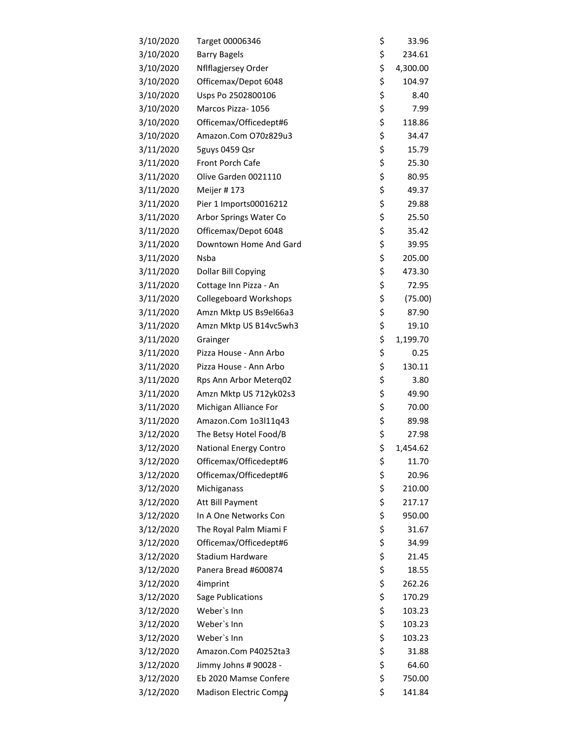| | | | |
|---|---|---|---|
| 3/10/2020 | Target 00006346 | $ | 33.96 |
| 3/10/2020 | Barry Bagels | $ | 234.61 |
| 3/10/2020 | Nflflagjersey Order | $ | 4,300.00 |
| 3/10/2020 | Officemax/Depot 6048 | $ | 104.97 |
| 3/10/2020 | Usps Po 2502800106 | $ | 8.40 |
| 3/10/2020 | Marcos Pizza- 1056 | $ | 7.99 |
| 3/10/2020 | Officemax/Officedept#6 | $ | 118.86 |
| 3/10/2020 | Amazon.Com O70z829u3 | $ | 34.47 |
| 3/11/2020 | 5guys 0459 Qsr | $ | 15.79 |
| 3/11/2020 | Front Porch Cafe | $ | 25.30 |
| 3/11/2020 | Olive Garden 0021110 | $ | 80.95 |
| 3/11/2020 | Meijer # 173 | $ | 49.37 |
| 3/11/2020 | Pier 1 Imports00016212 | $ | 29.88 |
| 3/11/2020 | Arbor Springs Water Co | $ | 25.50 |
| 3/11/2020 | Officemax/Depot 6048 | $ | 35.42 |
| 3/11/2020 | Downtown Home And Gard | $ | 39.95 |
| 3/11/2020 | Nsba | $ | 205.00 |
| 3/11/2020 | Dollar Bill Copying | $ | 473.30 |
| 3/11/2020 | Cottage Inn Pizza - An | $ | 72.95 |
| 3/11/2020 | Collegeboard Workshops | $ | (75.00) |
| 3/11/2020 | Amzn Mktp US Bs9el66a3 | $ | 87.90 |
| 3/11/2020 | Amzn Mktp US B14vc5wh3 | $ | 19.10 |
| 3/11/2020 | Grainger | $ | 1,199.70 |
| 3/11/2020 | Pizza House - Ann Arbo | $ | 0.25 |
| 3/11/2020 | Pizza House - Ann Arbo | $ | 130.11 |
| 3/11/2020 | Rps Ann Arbor Meterq02 | $ | 3.80 |
| 3/11/2020 | Amzn Mktp US 712yk02s3 | $ | 49.90 |
| 3/11/2020 | Michigan Alliance For | $ | 70.00 |
| 3/11/2020 | Amazon.Com 1o3l11q43 | $ | 89.98 |
| 3/12/2020 | The Betsy Hotel Food/B | $ | 27.98 |
| 3/12/2020 | National Energy Contro | $ | 1,454.62 |
| 3/12/2020 | Officemax/Officedept#6 | $ | 11.70 |
| 3/12/2020 | Officemax/Officedept#6 | $ | 20.96 |
| 3/12/2020 | Michiganass | $ | 210.00 |
| 3/12/2020 | Att Bill Payment | $ | 217.17 |
| 3/12/2020 | In A One Networks Con | $ | 950.00 |
| 3/12/2020 | The Royal Palm Miami F | $ | 31.67 |
| 3/12/2020 | Officemax/Officedept#6 | $ | 34.99 |
| 3/12/2020 | Stadium Hardware | $ | 21.45 |
| 3/12/2020 | Panera Bread #600874 | $ | 18.55 |
| 3/12/2020 | 4imprint | $ | 262.26 |
| 3/12/2020 | Sage Publications | $ | 170.29 |
| 3/12/2020 | Weber`s Inn | $ | 103.23 |
| 3/12/2020 | Weber`s Inn | $ | 103.23 |
| 3/12/2020 | Weber`s Inn | $ | 103.23 |
| 3/12/2020 | Amazon.Com P40252ta3 | $ | 31.88 |
| 3/12/2020 | Jimmy Johns # 90028 - | $ | 64.60 |
| 3/12/2020 | Eb 2020 Mamse Confere | $ | 750.00 |
| 3/12/2020 | Madison Electric Compa | $ | 141.84 |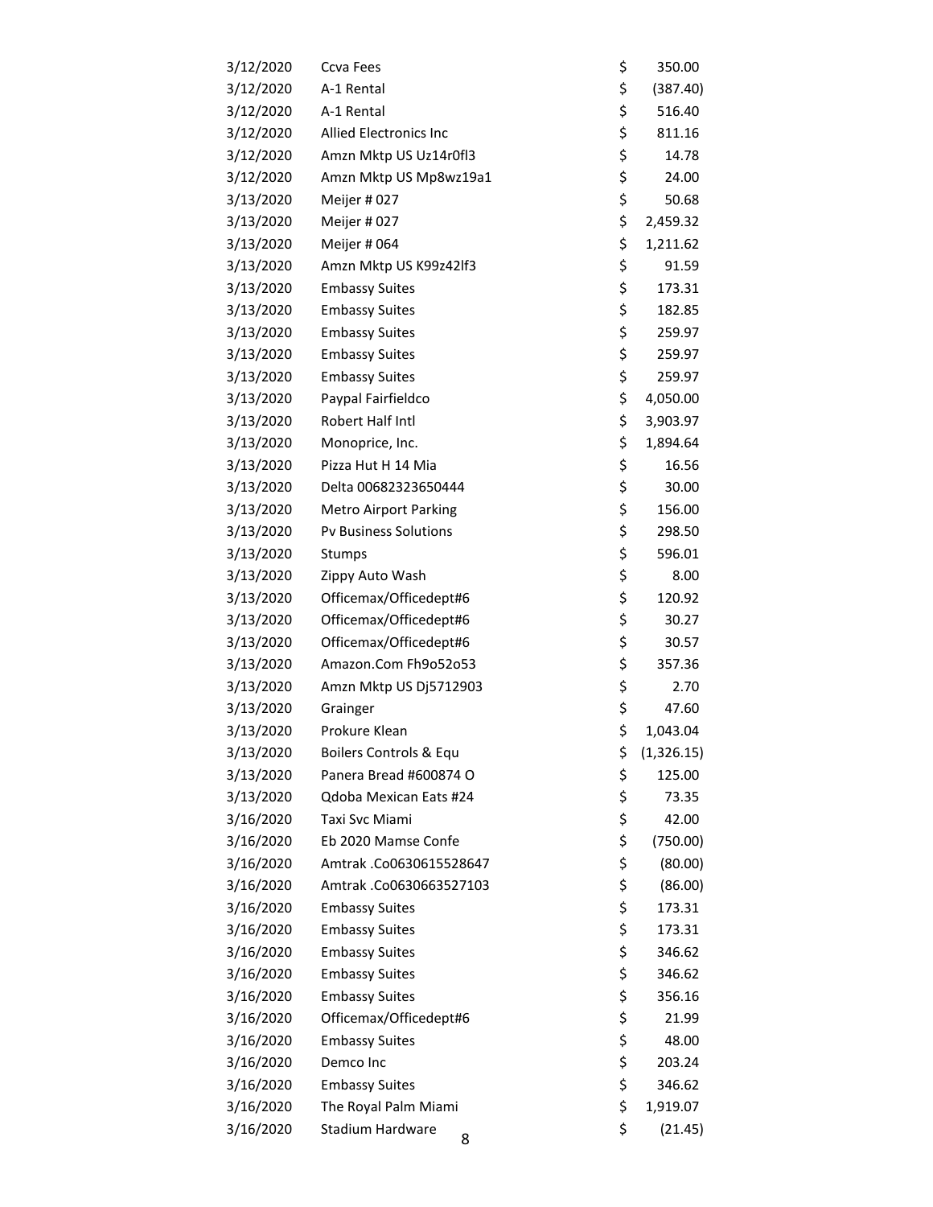| | | | |
|---|---|---|---|
| 3/12/2020 | Ccva Fees | $ | 350.00 |
| 3/12/2020 | A-1 Rental | $ | (387.40) |
| 3/12/2020 | A-1 Rental | $ | 516.40 |
| 3/12/2020 | Allied Electronics Inc | $ | 811.16 |
| 3/12/2020 | Amzn Mktp US Uz14r0fl3 | $ | 14.78 |
| 3/12/2020 | Amzn Mktp US Mp8wz19a1 | $ | 24.00 |
| 3/13/2020 | Meijer # 027 | $ | 50.68 |
| 3/13/2020 | Meijer # 027 | $ | 2,459.32 |
| 3/13/2020 | Meijer # 064 | $ | 1,211.62 |
| 3/13/2020 | Amzn Mktp US K99z42lf3 | $ | 91.59 |
| 3/13/2020 | Embassy Suites | $ | 173.31 |
| 3/13/2020 | Embassy Suites | $ | 182.85 |
| 3/13/2020 | Embassy Suites | $ | 259.97 |
| 3/13/2020 | Embassy Suites | $ | 259.97 |
| 3/13/2020 | Embassy Suites | $ | 259.97 |
| 3/13/2020 | Paypal Fairfieldco | $ | 4,050.00 |
| 3/13/2020 | Robert Half Intl | $ | 3,903.97 |
| 3/13/2020 | Monoprice, Inc. | $ | 1,894.64 |
| 3/13/2020 | Pizza Hut H 14 Mia | $ | 16.56 |
| 3/13/2020 | Delta 00682323650444 | $ | 30.00 |
| 3/13/2020 | Metro Airport Parking | $ | 156.00 |
| 3/13/2020 | Pv Business Solutions | $ | 298.50 |
| 3/13/2020 | Stumps | $ | 596.01 |
| 3/13/2020 | Zippy Auto Wash | $ | 8.00 |
| 3/13/2020 | Officemax/Officedept#6 | $ | 120.92 |
| 3/13/2020 | Officemax/Officedept#6 | $ | 30.27 |
| 3/13/2020 | Officemax/Officedept#6 | $ | 30.57 |
| 3/13/2020 | Amazon.Com Fh9o52o53 | $ | 357.36 |
| 3/13/2020 | Amzn Mktp US Dj5712903 | $ | 2.70 |
| 3/13/2020 | Grainger | $ | 47.60 |
| 3/13/2020 | Prokure Klean | $ | 1,043.04 |
| 3/13/2020 | Boilers Controls & Equ | $ | (1,326.15) |
| 3/13/2020 | Panera Bread #600874 O | $ | 125.00 |
| 3/13/2020 | Qdoba Mexican Eats #24 | $ | 73.35 |
| 3/16/2020 | Taxi Svc Miami | $ | 42.00 |
| 3/16/2020 | Eb 2020 Mamse Confe | $ | (750.00) |
| 3/16/2020 | Amtrak .Co0630615528647 | $ | (80.00) |
| 3/16/2020 | Amtrak .Co0630663527103 | $ | (86.00) |
| 3/16/2020 | Embassy Suites | $ | 173.31 |
| 3/16/2020 | Embassy Suites | $ | 173.31 |
| 3/16/2020 | Embassy Suites | $ | 346.62 |
| 3/16/2020 | Embassy Suites | $ | 346.62 |
| 3/16/2020 | Embassy Suites | $ | 356.16 |
| 3/16/2020 | Officemax/Officedept#6 | $ | 21.99 |
| 3/16/2020 | Embassy Suites | $ | 48.00 |
| 3/16/2020 | Demco Inc | $ | 203.24 |
| 3/16/2020 | Embassy Suites | $ | 346.62 |
| 3/16/2020 | The Royal Palm Miami | $ | 1,919.07 |
| 3/16/2020 | Stadium Hardware | $ | (21.45) |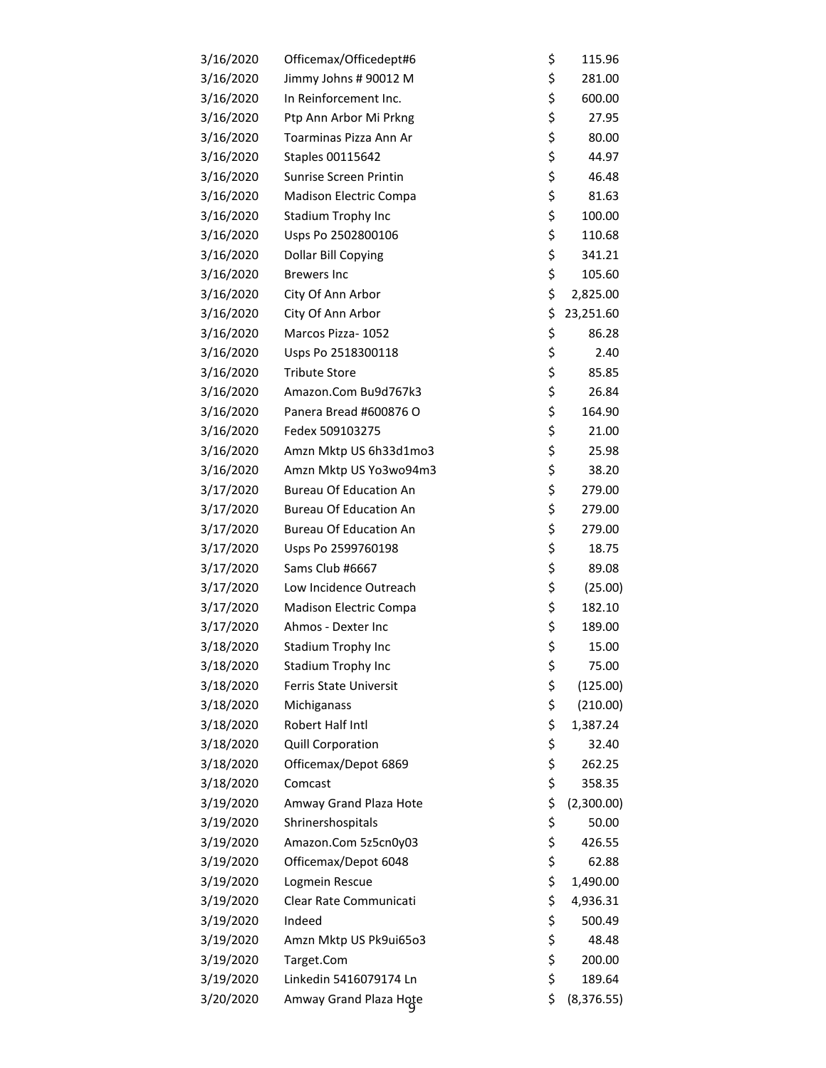| | | |
|---|---|---|
| 3/16/2020 | Officemax/Officedept#6 | $ 115.96 |
| 3/16/2020 | Jimmy Johns # 90012 M | $ 281.00 |
| 3/16/2020 | In Reinforcement Inc. | $ 600.00 |
| 3/16/2020 | Ptp Ann Arbor Mi Prkng | $ 27.95 |
| 3/16/2020 | Toarminas Pizza Ann Ar | $ 80.00 |
| 3/16/2020 | Staples 00115642 | $ 44.97 |
| 3/16/2020 | Sunrise Screen Printin | $ 46.48 |
| 3/16/2020 | Madison Electric Compa | $ 81.63 |
| 3/16/2020 | Stadium Trophy Inc | $ 100.00 |
| 3/16/2020 | Usps Po 2502800106 | $ 110.68 |
| 3/16/2020 | Dollar Bill Copying | $ 341.21 |
| 3/16/2020 | Brewers Inc | $ 105.60 |
| 3/16/2020 | City Of Ann Arbor | $ 2,825.00 |
| 3/16/2020 | City Of Ann Arbor | $ 23,251.60 |
| 3/16/2020 | Marcos Pizza- 1052 | $ 86.28 |
| 3/16/2020 | Usps Po 2518300118 | $ 2.40 |
| 3/16/2020 | Tribute Store | $ 85.85 |
| 3/16/2020 | Amazon.Com Bu9d767k3 | $ 26.84 |
| 3/16/2020 | Panera Bread #600876 O | $ 164.90 |
| 3/16/2020 | Fedex 509103275 | $ 21.00 |
| 3/16/2020 | Amzn Mktp US 6h33d1mo3 | $ 25.98 |
| 3/16/2020 | Amzn Mktp US Yo3wo94m3 | $ 38.20 |
| 3/17/2020 | Bureau Of Education An | $ 279.00 |
| 3/17/2020 | Bureau Of Education An | $ 279.00 |
| 3/17/2020 | Bureau Of Education An | $ 279.00 |
| 3/17/2020 | Usps Po 2599760198 | $ 18.75 |
| 3/17/2020 | Sams Club #6667 | $ 89.08 |
| 3/17/2020 | Low Incidence Outreach | $ (25.00) |
| 3/17/2020 | Madison Electric Compa | $ 182.10 |
| 3/17/2020 | Ahmos - Dexter Inc | $ 189.00 |
| 3/18/2020 | Stadium Trophy Inc | $ 15.00 |
| 3/18/2020 | Stadium Trophy Inc | $ 75.00 |
| 3/18/2020 | Ferris State Universit | $ (125.00) |
| 3/18/2020 | Michiganass | $ (210.00) |
| 3/18/2020 | Robert Half Intl | $ 1,387.24 |
| 3/18/2020 | Quill Corporation | $ 32.40 |
| 3/18/2020 | Officemax/Depot 6869 | $ 262.25 |
| 3/18/2020 | Comcast | $ 358.35 |
| 3/19/2020 | Amway Grand Plaza Hote | $ (2,300.00) |
| 3/19/2020 | Shrinershospitals | $ 50.00 |
| 3/19/2020 | Amazon.Com 5z5cn0y03 | $ 426.55 |
| 3/19/2020 | Officemax/Depot 6048 | $ 62.88 |
| 3/19/2020 | Logmein Rescue | $ 1,490.00 |
| 3/19/2020 | Clear Rate Communicati | $ 4,936.31 |
| 3/19/2020 | Indeed | $ 500.49 |
| 3/19/2020 | Amzn Mktp US Pk9ui65o3 | $ 48.48 |
| 3/19/2020 | Target.Com | $ 200.00 |
| 3/19/2020 | Linkedin 5416079174 Ln | $ 189.64 |
| 3/20/2020 | Amway Grand Plaza Hote | $ (8,376.55) |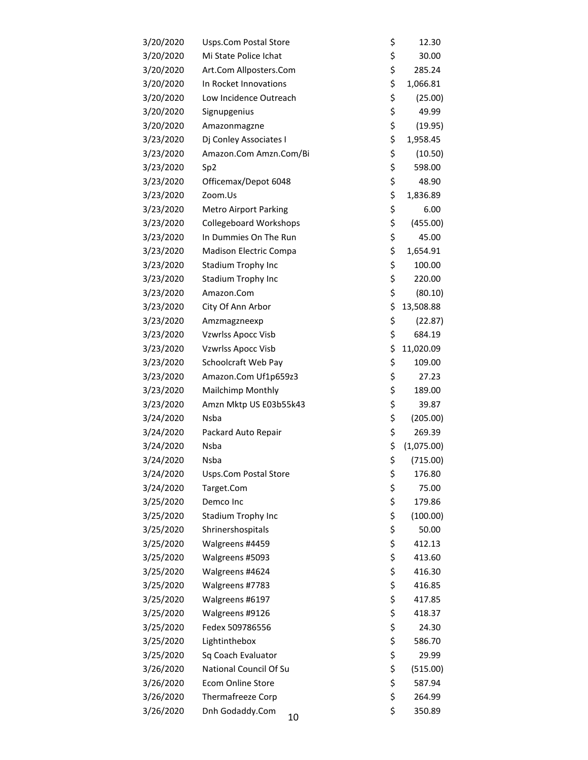| | | |
|---|---|---|
| 3/20/2020 | Usps.Com Postal Store | $ 12.30 |
| 3/20/2020 | Mi State Police Ichat | $ 30.00 |
| 3/20/2020 | Art.Com Allposters.Com | $ 285.24 |
| 3/20/2020 | In Rocket Innovations | $ 1,066.81 |
| 3/20/2020 | Low Incidence Outreach | $ (25.00) |
| 3/20/2020 | Signupgenius | $ 49.99 |
| 3/20/2020 | Amazonmagzne | $ (19.95) |
| 3/23/2020 | Dj Conley Associates I | $ 1,958.45 |
| 3/23/2020 | Amazon.Com Amzn.Com/Bi | $ (10.50) |
| 3/23/2020 | Sp2 | $ 598.00 |
| 3/23/2020 | Officemax/Depot 6048 | $ 48.90 |
| 3/23/2020 | Zoom.Us | $ 1,836.89 |
| 3/23/2020 | Metro Airport Parking | $ 6.00 |
| 3/23/2020 | Collegeboard Workshops | $ (455.00) |
| 3/23/2020 | In Dummies On The Run | $ 45.00 |
| 3/23/2020 | Madison Electric Compa | $ 1,654.91 |
| 3/23/2020 | Stadium Trophy Inc | $ 100.00 |
| 3/23/2020 | Stadium Trophy Inc | $ 220.00 |
| 3/23/2020 | Amazon.Com | $ (80.10) |
| 3/23/2020 | City Of Ann Arbor | $ 13,508.88 |
| 3/23/2020 | Amzmagzneexp | $ (22.87) |
| 3/23/2020 | Vzwrlss Apocc Visb | $ 684.19 |
| 3/23/2020 | Vzwrlss Apocc Visb | $ 11,020.09 |
| 3/23/2020 | Schoolcraft Web Pay | $ 109.00 |
| 3/23/2020 | Amazon.Com Uf1p659z3 | $ 27.23 |
| 3/23/2020 | Mailchimp Monthly | $ 189.00 |
| 3/23/2020 | Amzn Mktp US E03b55k43 | $ 39.87 |
| 3/24/2020 | Nsba | $ (205.00) |
| 3/24/2020 | Packard Auto Repair | $ 269.39 |
| 3/24/2020 | Nsba | $ (1,075.00) |
| 3/24/2020 | Nsba | $ (715.00) |
| 3/24/2020 | Usps.Com Postal Store | $ 176.80 |
| 3/24/2020 | Target.Com | $ 75.00 |
| 3/25/2020 | Demco Inc | $ 179.86 |
| 3/25/2020 | Stadium Trophy Inc | $ (100.00) |
| 3/25/2020 | Shrinershospitals | $ 50.00 |
| 3/25/2020 | Walgreens #4459 | $ 412.13 |
| 3/25/2020 | Walgreens #5093 | $ 413.60 |
| 3/25/2020 | Walgreens #4624 | $ 416.30 |
| 3/25/2020 | Walgreens #7783 | $ 416.85 |
| 3/25/2020 | Walgreens #6197 | $ 417.85 |
| 3/25/2020 | Walgreens #9126 | $ 418.37 |
| 3/25/2020 | Fedex 509786556 | $ 24.30 |
| 3/25/2020 | Lightinthebox | $ 586.70 |
| 3/25/2020 | Sq Coach Evaluator | $ 29.99 |
| 3/26/2020 | National Council Of Su | $ (515.00) |
| 3/26/2020 | Ecom Online Store | $ 587.94 |
| 3/26/2020 | Thermafreeze Corp | $ 264.99 |
| 3/26/2020 | Dnh Godaddy.Com | $ 350.89 |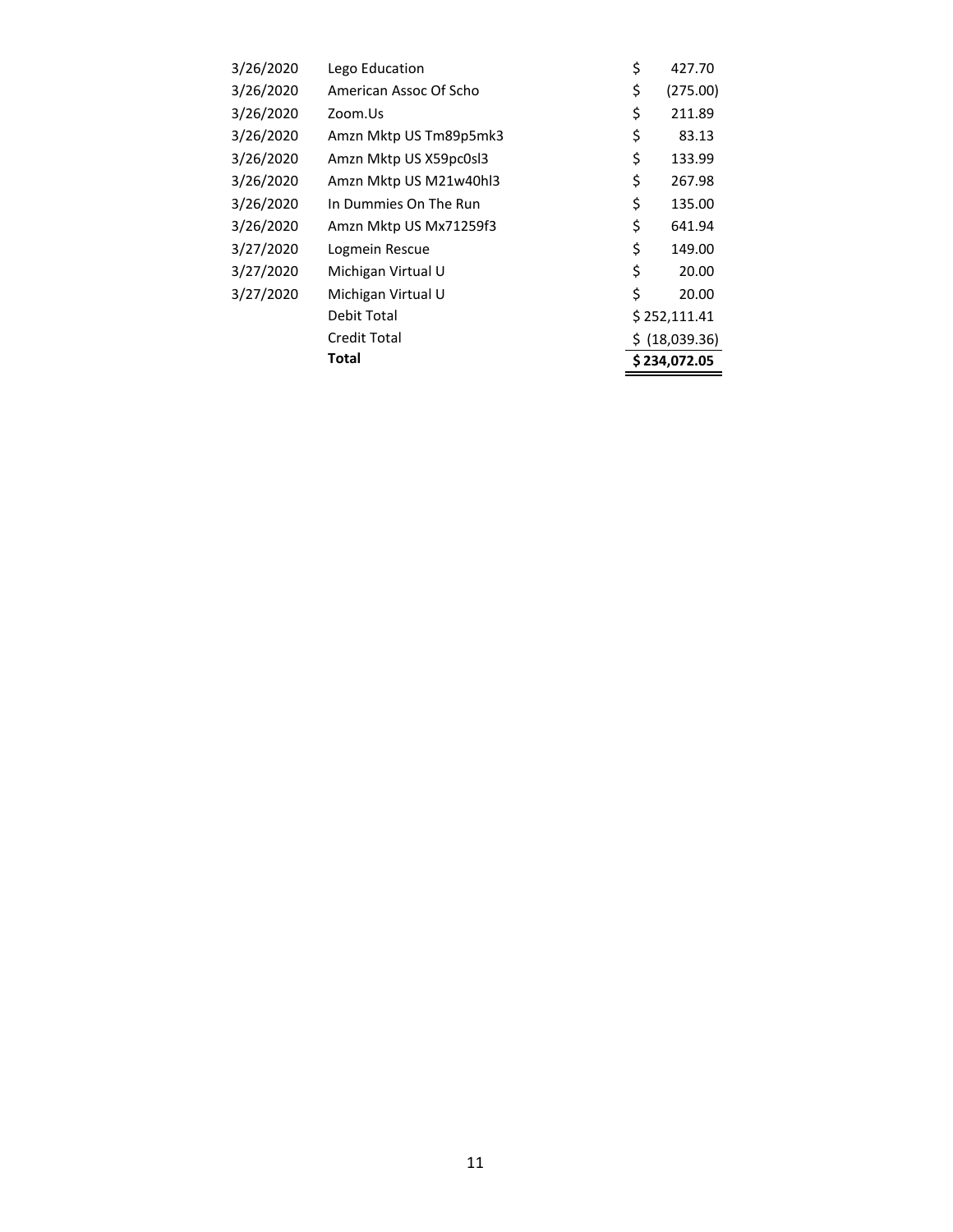| | | |
|---|---|---|
| 3/26/2020 | Lego Education | $ 427.70 |
| 3/26/2020 | American Assoc Of Scho | $ (275.00) |
| 3/26/2020 | Zoom.Us | $ 211.89 |
| 3/26/2020 | Amzn Mktp US Tm89p5mk3 | $ 83.13 |
| 3/26/2020 | Amzn Mktp US X59pc0sl3 | $ 133.99 |
| 3/26/2020 | Amzn Mktp US M21w40hl3 | $ 267.98 |
| 3/26/2020 | In Dummies On The Run | $ 135.00 |
| 3/26/2020 | Amzn Mktp US Mx71259f3 | $ 641.94 |
| 3/27/2020 | Logmein Rescue | $ 149.00 |
| 3/27/2020 | Michigan Virtual U | $ 20.00 |
| 3/27/2020 | Michigan Virtual U | $ 20.00 |
| | Debit Total | $ 252,111.41 |
| | Credit Total | $ (18,039.36) |
| | **Total** | **$ 234,072.05** |